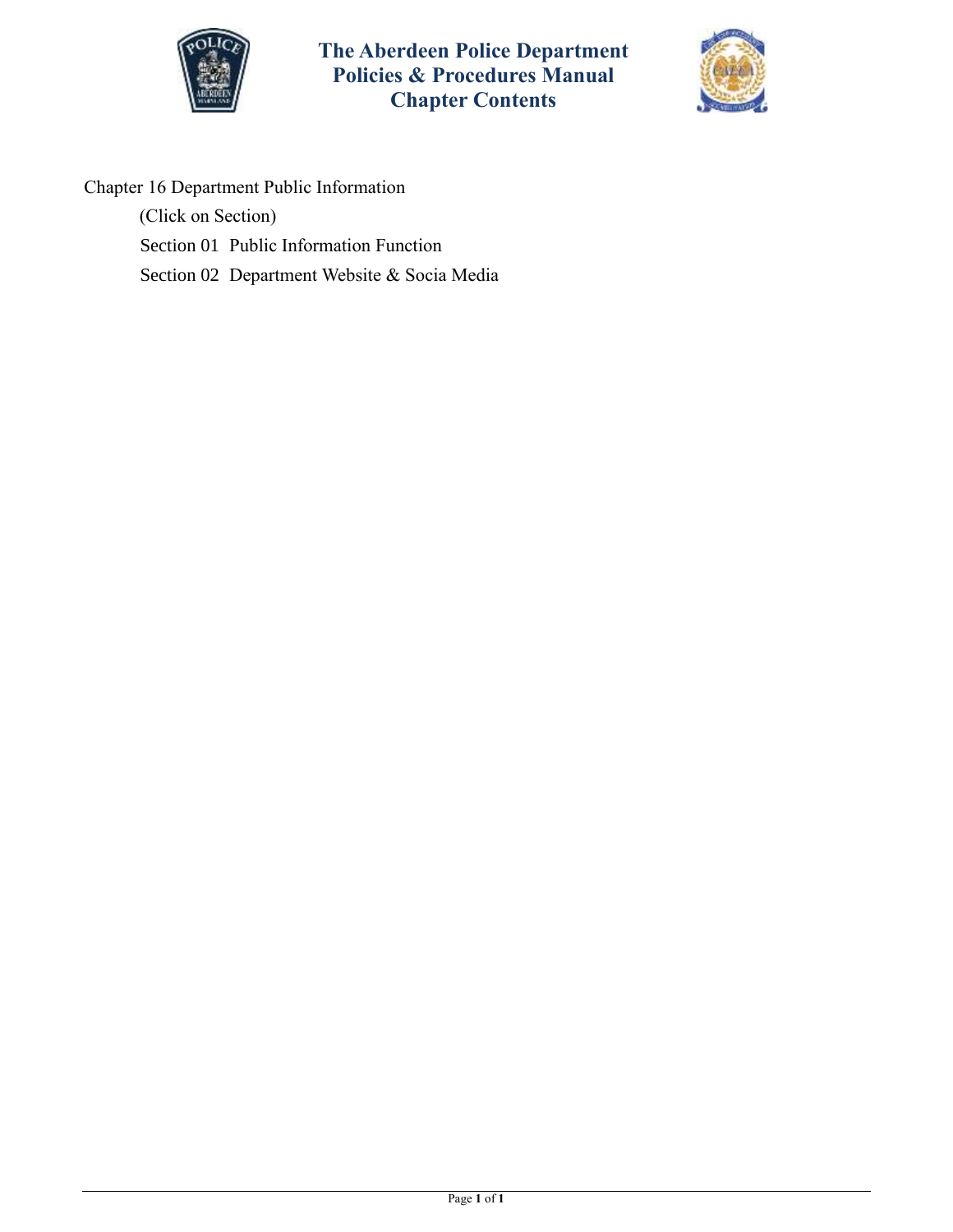# The Aberdeen Police Department
# Policies & Procedures Manual
# Chapter Contents

Chapter 16 Department Public Information

(Click on Section)

Section 01 Public Information Function

Section 02 Department Website & Socia Media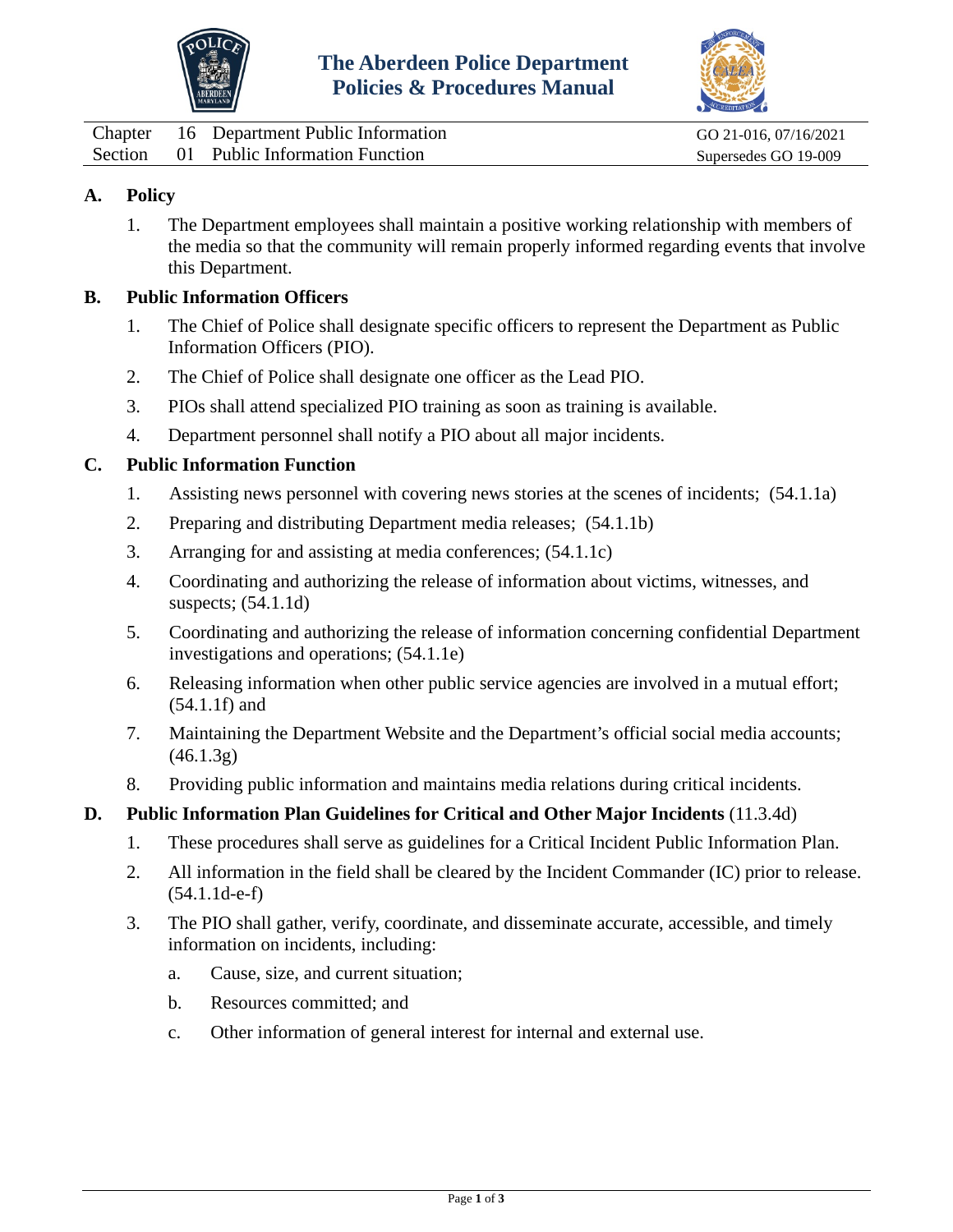# The Aberdeen Police Department Policies & Procedures Manual

| | | | |
|---|---|---|---|
| Chapter | 16 | Department Public Information | GO 21-016, 07/16/2021 |
| Section | 01 | Public Information Function | Supersedes GO 19-009 |

## A. Policy

1. The Department employees shall maintain a positive working relationship with members of the media so that the community will remain properly informed regarding events that involve this Department.

## B. Public Information Officers

1. The Chief of Police shall designate specific officers to represent the Department as Public Information Officers (PIO).
2. The Chief of Police shall designate one officer as the Lead PIO.
3. PIOs shall attend specialized PIO training as soon as training is available.
4. Department personnel shall notify a PIO about all major incidents.

## C. Public Information Function

1. Assisting news personnel with covering news stories at the scenes of incidents; (54.1.1a)
2. Preparing and distributing Department media releases; (54.1.1b)
3. Arranging for and assisting at media conferences; (54.1.1c)
4. Coordinating and authorizing the release of information about victims, witnesses, and suspects; (54.1.1d)
5. Coordinating and authorizing the release of information concerning confidential Department investigations and operations; (54.1.1e)
6. Releasing information when other public service agencies are involved in a mutual effort; (54.1.1f) and
7. Maintaining the Department Website and the Department's official social media accounts; (46.1.3g)
8. Providing public information and maintains media relations during critical incidents.

## D. Public Information Plan Guidelines for Critical and Other Major Incidents (11.3.4d)

1. These procedures shall serve as guidelines for a Critical Incident Public Information Plan.
2. All information in the field shall be cleared by the Incident Commander (IC) prior to release. (54.1.1d-e-f)
3. The PIO shall gather, verify, coordinate, and disseminate accurate, accessible, and timely information on incidents, including:
   a. Cause, size, and current situation;
   b. Resources committed; and
   c. Other information of general interest for internal and external use.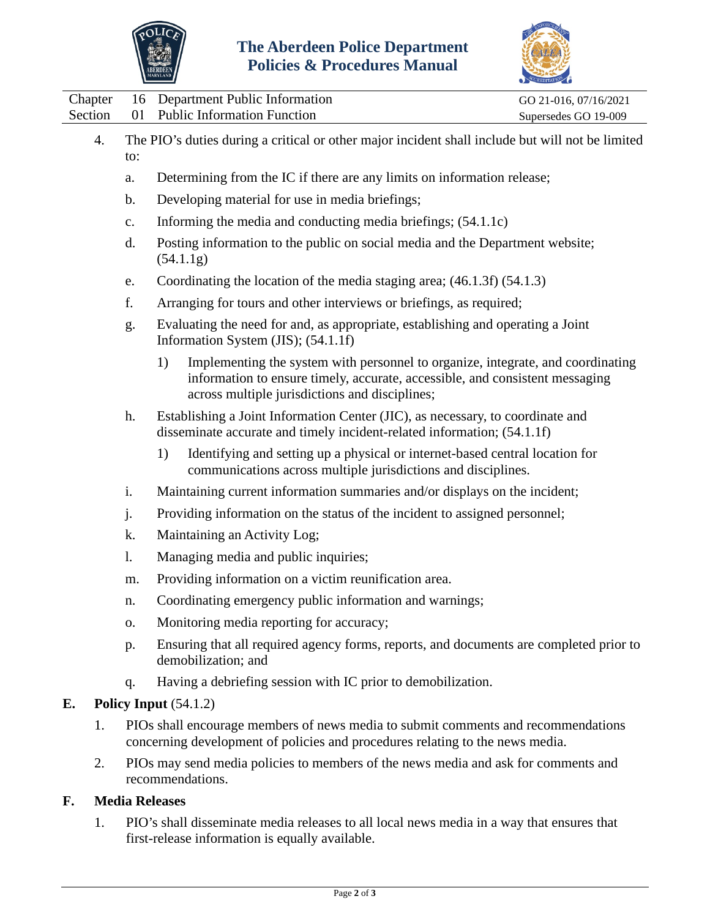4. The PIO's duties during a critical or other major incident shall include but will not be limited to:

   a. Determining from the IC if there are any limits on information release;

   b. Developing material for use in media briefings;

   c. Informing the media and conducting media briefings; (54.1.1c)

   d. Posting information to the public on social media and the Department website; (54.1.1g)

   e. Coordinating the location of the media staging area; (46.1.3f) (54.1.3)

   f. Arranging for tours and other interviews or briefings, as required;

   g. Evaluating the need for and, as appropriate, establishing and operating a Joint Information System (JIS); (54.1.1f)

      1) Implementing the system with personnel to organize, integrate, and coordinating information to ensure timely, accurate, accessible, and consistent messaging across multiple jurisdictions and disciplines;

   h. Establishing a Joint Information Center (JIC), as necessary, to coordinate and disseminate accurate and timely incident-related information; (54.1.1f)

      1) Identifying and setting up a physical or internet-based central location for communications across multiple jurisdictions and disciplines.

   i. Maintaining current information summaries and/or displays on the incident;

   j. Providing information on the status of the incident to assigned personnel;

   k. Maintaining an Activity Log;

   l. Managing media and public inquiries;

   m. Providing information on a victim reunification area.

   n. Coordinating emergency public information and warnings;

   o. Monitoring media reporting for accuracy;

   p. Ensuring that all required agency forms, reports, and documents are completed prior to demobilization; and

   q. Having a debriefing session with IC prior to demobilization.

**E. Policy Input** (54.1.2)

1. PIOs shall encourage members of news media to submit comments and recommendations concerning development of policies and procedures relating to the news media.

2. PIOs may send media policies to members of the news media and ask for comments and recommendations.

**F. Media Releases**

1. PIO's shall disseminate media releases to all local news media in a way that ensures that first-release information is equally available.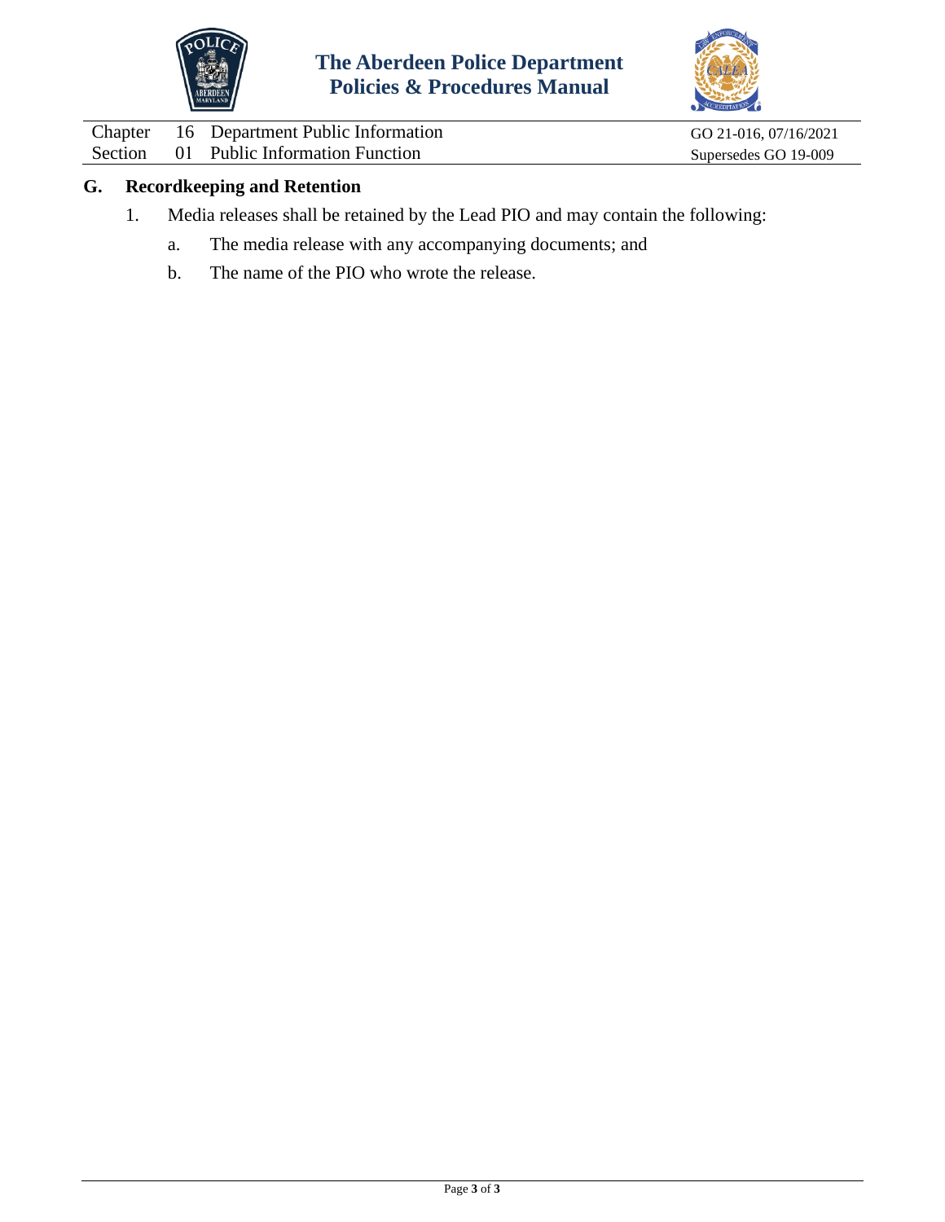## G. Recordkeeping and Retention

1. Media releases shall be retained by the Lead PIO and may contain the following:
   a. The media release with any accompanying documents; and
   b. The name of the PIO who wrote the release.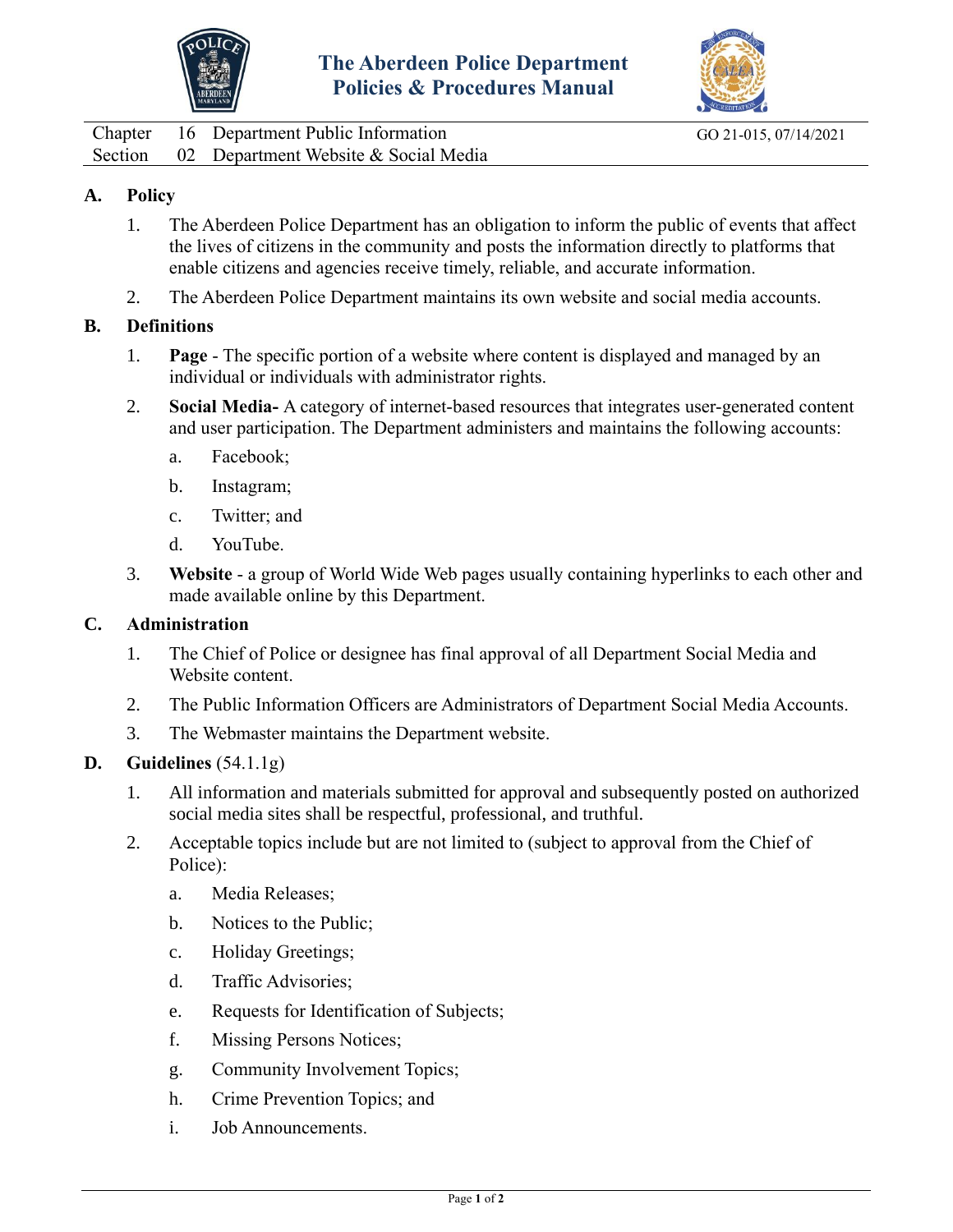# The Aberdeen Police Department Policies & Procedures Manual

Chapter 16 Department Public Information
Section 02 Department Website & Social Media

GO 21-015, 07/14/2021

## A. Policy

1. The Aberdeen Police Department has an obligation to inform the public of events that affect the lives of citizens in the community and posts the information directly to platforms that enable citizens and agencies receive timely, reliable, and accurate information.
2. The Aberdeen Police Department maintains its own website and social media accounts.

## B. Definitions

1. **Page** - The specific portion of a website where content is displayed and managed by an individual or individuals with administrator rights.
2. **Social Media-** A category of internet-based resources that integrates user-generated content and user participation. The Department administers and maintains the following accounts:
   a. Facebook;
   b. Instagram;
   c. Twitter; and
   d. YouTube.
3. **Website** - a group of World Wide Web pages usually containing hyperlinks to each other and made available online by this Department.

## C. Administration

1. The Chief of Police or designee has final approval of all Department Social Media and Website content.
2. The Public Information Officers are Administrators of Department Social Media Accounts.
3. The Webmaster maintains the Department website.

## D. Guidelines (54.1.1g)

1. All information and materials submitted for approval and subsequently posted on authorized social media sites shall be respectful, professional, and truthful.
2. Acceptable topics include but are not limited to (subject to approval from the Chief of Police):
   a. Media Releases;
   b. Notices to the Public;
   c. Holiday Greetings;
   d. Traffic Advisories;
   e. Requests for Identification of Subjects;
   f. Missing Persons Notices;
   g. Community Involvement Topics;
   h. Crime Prevention Topics; and
   i. Job Announcements.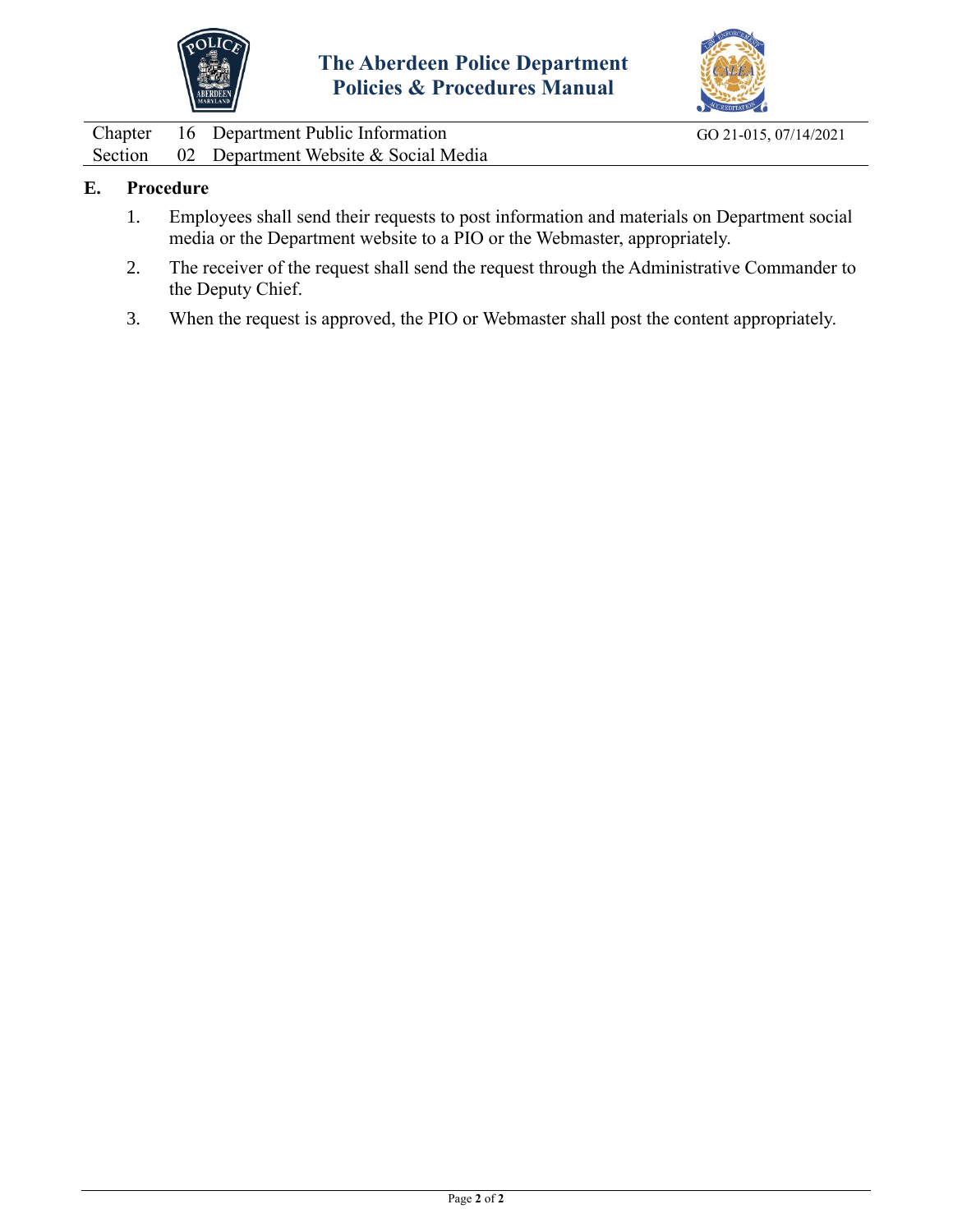## E. Procedure

1. Employees shall send their requests to post information and materials on Department social media or the Department website to a PIO or the Webmaster, appropriately.

2. The receiver of the request shall send the request through the Administrative Commander to the Deputy Chief.

3. When the request is approved, the PIO or Webmaster shall post the content appropriately.